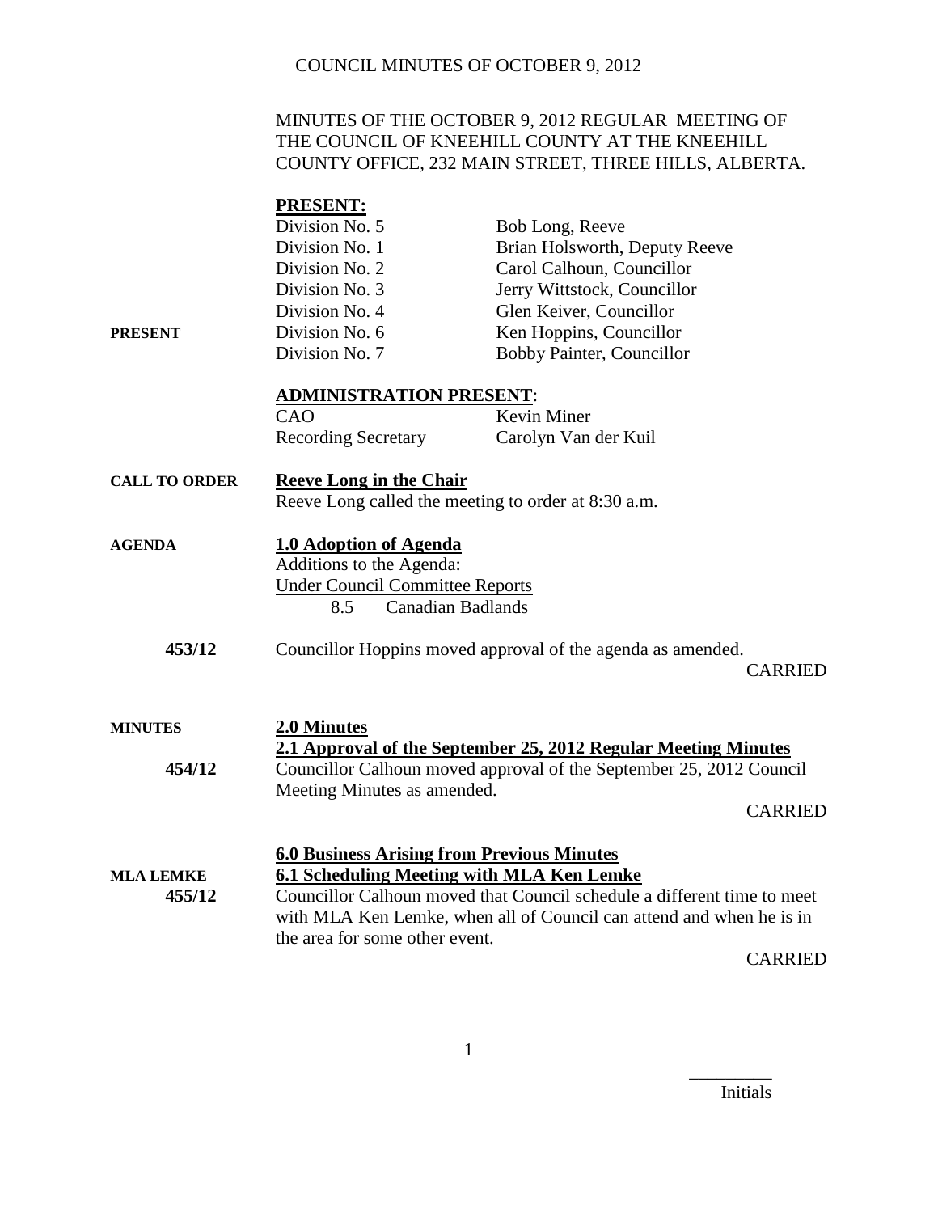MINUTES OF THE OCTOBER 9, 2012 REGULAR MEETING OF THE COUNCIL OF KNEEHILL COUNTY AT THE KNEEHILL COUNTY OFFICE, 232 MAIN STREET, THREE HILLS, ALBERTA.

**PRESENT:**

| | | |
|---|---|---|
| | Division No. 5 | Bob Long, Reeve |
| | Division No. 1 | Brian Holsworth, Deputy Reeve |
| | Division No. 2 | Carol Calhoun, Councillor |
| | Division No. 3 | Jerry Wittstock, Councillor |
| | Division No. 4 | Glen Keiver, Councillor |
| **PRESENT** | Division No. 6 | Ken Hoppins, Councillor |
| | Division No. 7 | Bobby Painter, Councillor |

**ADMINISTRATION PRESENT:**

| | |
|---|---|
| CAO | Kevin Miner |
| Recording Secretary | Carolyn Van der Kuil |

**CALL TO ORDER**

**Reeve Long in the Chair**

Reeve Long called the meeting to order at 8:30 a.m.

**AGENDA**

**1.0 Adoption of Agenda**

Additions to the Agenda:

Under Council Committee Reports

8.5 Canadian Badlands

**453/12** Councillor Hoppins moved approval of the agenda as amended.

CARRIED

**MINUTES**

**2.0 Minutes**

**2.1 Approval of the September 25, 2012 Regular Meeting Minutes**

**454/12** Councillor Calhoun moved approval of the September 25, 2012 Council Meeting Minutes as amended.

CARRIED

**6.0 Business Arising from Previous Minutes**

**MLA LEMKE**

**6.1 Scheduling Meeting with MLA Ken Lemke**

**455/12** Councillor Calhoun moved that Council schedule a different time to meet with MLA Ken Lemke, when all of Council can attend and when he is in the area for some other event.

CARRIED

_________
Initials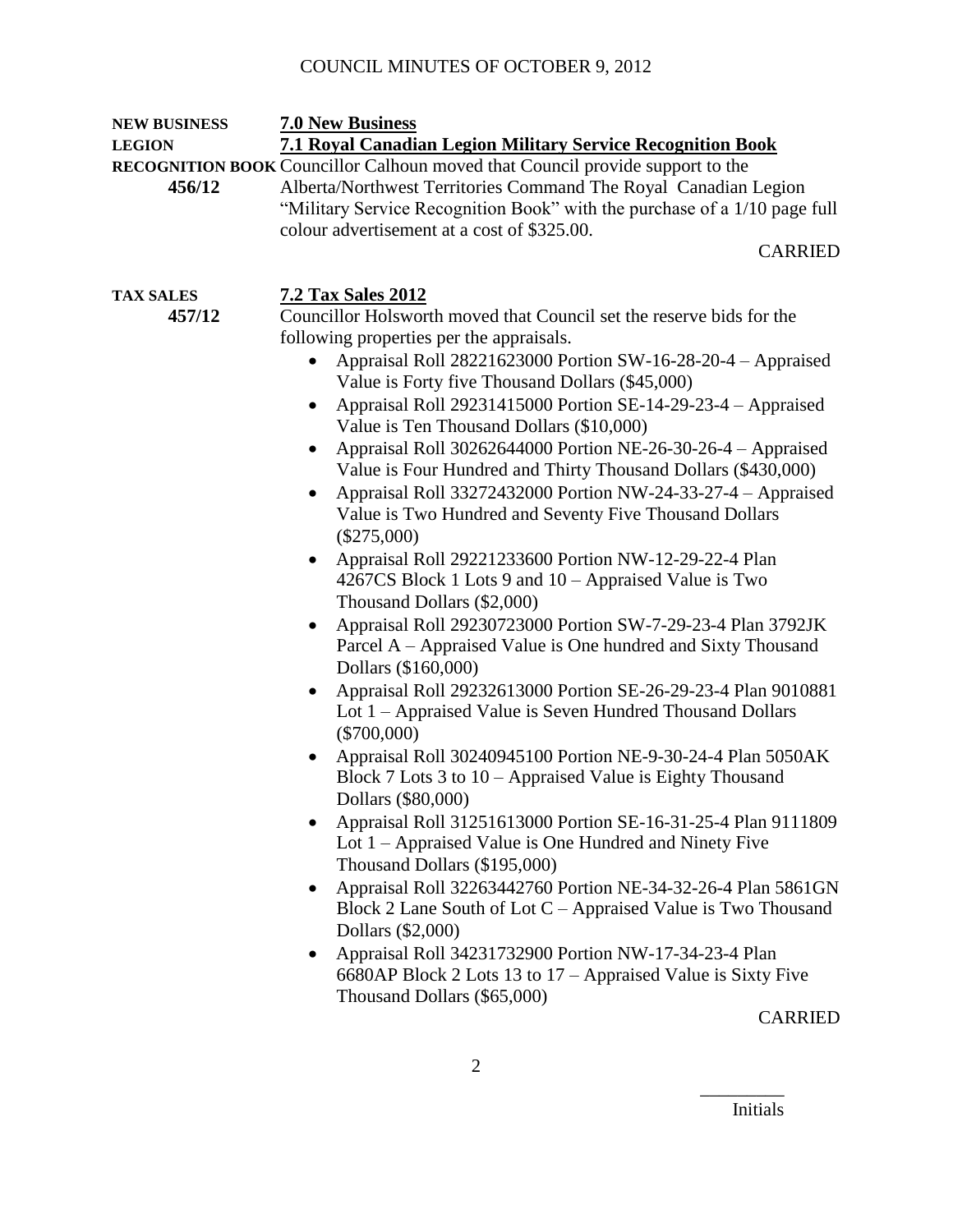**NEW BUSINESS** **7.0 New Business**

**LEGION** **7.1 Royal Canadian Legion Military Service Recognition Book**

**RECOGNITION BOOK**

**456/12**

Councillor Calhoun moved that Council provide support to the Alberta/Northwest Territories Command The Royal Canadian Legion "Military Service Recognition Book" with the purchase of a 1/10 page full colour advertisement at a cost of $325.00.

CARRIED

**TAX SALES** **7.2 Tax Sales 2012**

**457/12**

Councillor Holsworth moved that Council set the reserve bids for the following properties per the appraisals.

- Appraisal Roll 28221623000 Portion SW-16-28-20-4 – Appraised Value is Forty five Thousand Dollars ($45,000)
- Appraisal Roll 29231415000 Portion SE-14-29-23-4 – Appraised Value is Ten Thousand Dollars ($10,000)
- Appraisal Roll 30262644000 Portion NE-26-30-26-4 – Appraised Value is Four Hundred and Thirty Thousand Dollars ($430,000)
- Appraisal Roll 33272432000 Portion NW-24-33-27-4 – Appraised Value is Two Hundred and Seventy Five Thousand Dollars ($275,000)
- Appraisal Roll 29221233600 Portion NW-12-29-22-4 Plan 4267CS Block 1 Lots 9 and 10 – Appraised Value is Two Thousand Dollars ($2,000)
- Appraisal Roll 29230723000 Portion SW-7-29-23-4 Plan 3792JK Parcel A – Appraised Value is One hundred and Sixty Thousand Dollars ($160,000)
- Appraisal Roll 29232613000 Portion SE-26-29-23-4 Plan 9010881 Lot 1 – Appraised Value is Seven Hundred Thousand Dollars ($700,000)
- Appraisal Roll 30240945100 Portion NE-9-30-24-4 Plan 5050AK Block 7 Lots 3 to 10 – Appraised Value is Eighty Thousand Dollars ($80,000)
- Appraisal Roll 31251613000 Portion SE-16-31-25-4 Plan 9111809 Lot 1 – Appraised Value is One Hundred and Ninety Five Thousand Dollars ($195,000)
- Appraisal Roll 32263442760 Portion NE-34-32-26-4 Plan 5861GN Block 2 Lane South of Lot C – Appraised Value is Two Thousand Dollars ($2,000)
- Appraisal Roll 34231732900 Portion NW-17-34-23-4 Plan 6680AP Block 2 Lots 13 to 17 – Appraised Value is Sixty Five Thousand Dollars ($65,000)

CARRIED

_________
Initials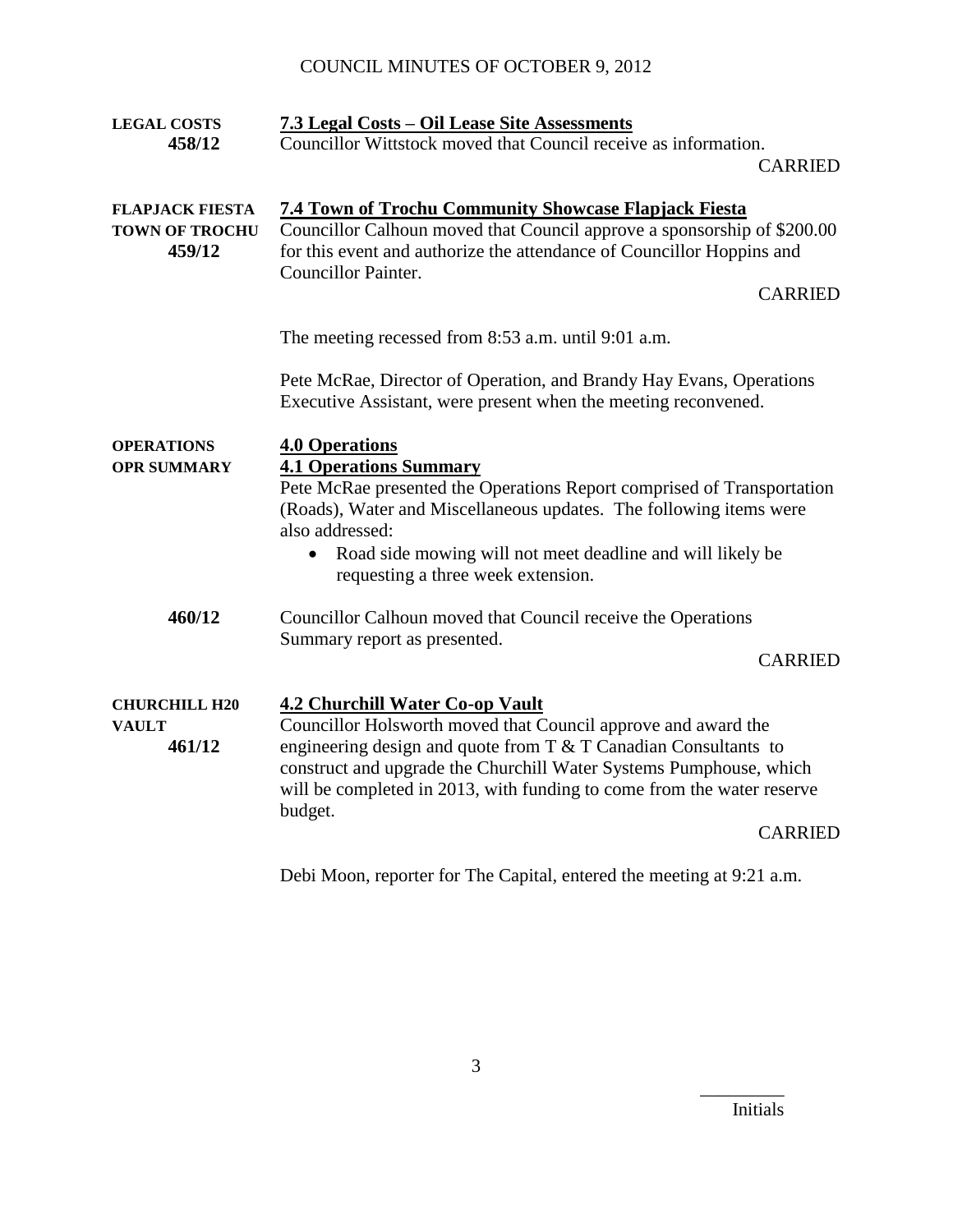| | |
|---|---|
| **LEGAL COSTS 458/12** | **7.3 Legal Costs – Oil Lease Site Assessments**<br>Councillor Wittstock moved that Council receive as information.<br>CARRIED |
| **FLAPJACK FIESTA TOWN OF TROCHU 459/12** | **7.4 Town of Trochu Community Showcase Flapjack Fiesta**<br>Councillor Calhoun moved that Council approve a sponsorship of $200.00 for this event and authorize the attendance of Councillor Hoppins and Councillor Painter.<br>CARRIED |
| | The meeting recessed from 8:53 a.m. until 9:01 a.m. |
| | Pete McRae, Director of Operation, and Brandy Hay Evans, Operations Executive Assistant, were present when the meeting reconvened. |
| **OPERATIONS OPR SUMMARY** | **4.0 Operations**<br>**4.1 Operations Summary**<br>Pete McRae presented the Operations Report comprised of Transportation (Roads), Water and Miscellaneous updates. The following items were also addressed:<br>• Road side mowing will not meet deadline and will likely be requesting a three week extension. |
| **460/12** | Councillor Calhoun moved that Council receive the Operations Summary report as presented.<br>CARRIED |
| **CHURCHILL H20 VAULT 461/12** | **4.2 Churchill Water Co-op Vault**<br>Councillor Holsworth moved that Council approve and award the engineering design and quote from T & T Canadian Consultants to construct and upgrade the Churchill Water Systems Pumphouse, which will be completed in 2013, with funding to come from the water reserve budget.<br>CARRIED |
| | Debi Moon, reporter for The Capital, entered the meeting at 9:21 a.m. |

_________ Initials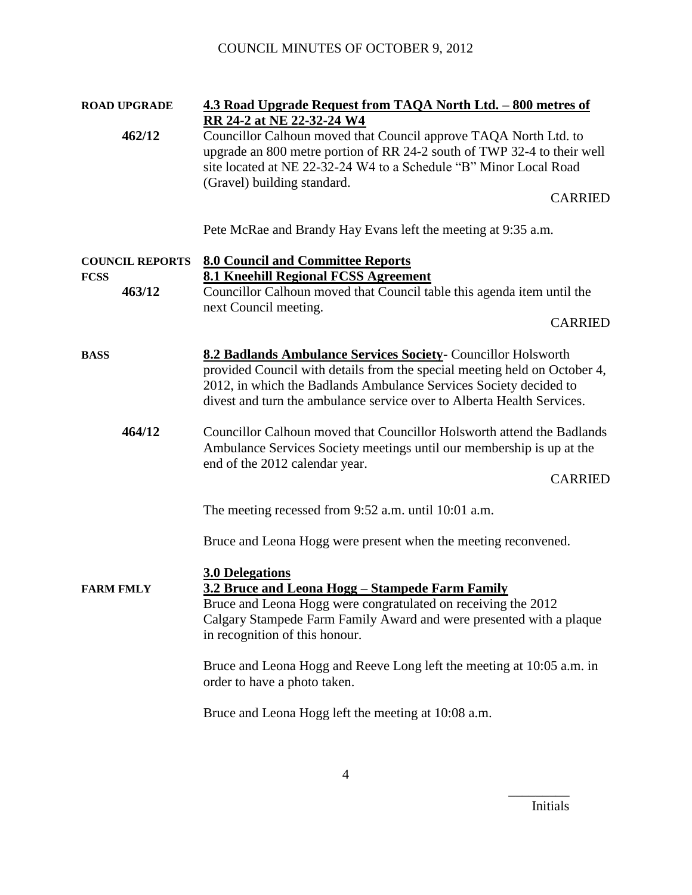**ROAD UPGRADE**

**4.3 Road Upgrade Request from TAQA North Ltd. – 800 metres of RR 24-2 at NE 22-32-24 W4**

**462/12** Councillor Calhoun moved that Council approve TAQA North Ltd. to upgrade an 800 metre portion of RR 24-2 south of TWP 32-4 to their well site located at NE 22-32-24 W4 to a Schedule "B" Minor Local Road (Gravel) building standard.

CARRIED

Pete McRae and Brandy Hay Evans left the meeting at 9:35 a.m.

**COUNCIL REPORTS**

**8.0 Council and Committee Reports**

**FCSS**

**8.1 Kneehill Regional FCSS Agreement**

**463/12** Councillor Calhoun moved that Council table this agenda item until the next Council meeting.

CARRIED

**BASS**

**8.2 Badlands Ambulance Services Society-** Councillor Holsworth provided Council with details from the special meeting held on October 4, 2012, in which the Badlands Ambulance Services Society decided to divest and turn the ambulance service over to Alberta Health Services.

**464/12** Councillor Calhoun moved that Councillor Holsworth attend the Badlands Ambulance Services Society meetings until our membership is up at the end of the 2012 calendar year.

CARRIED

The meeting recessed from 9:52 a.m. until 10:01 a.m.

Bruce and Leona Hogg were present when the meeting reconvened.

**3.0 Delegations**

**FARM FMLY**

**3.2 Bruce and Leona Hogg – Stampede Farm Family**

Bruce and Leona Hogg were congratulated on receiving the 2012 Calgary Stampede Farm Family Award and were presented with a plaque in recognition of this honour.

Bruce and Leona Hogg and Reeve Long left the meeting at 10:05 a.m. in order to have a photo taken.

Bruce and Leona Hogg left the meeting at 10:08 a.m.

_________
Initials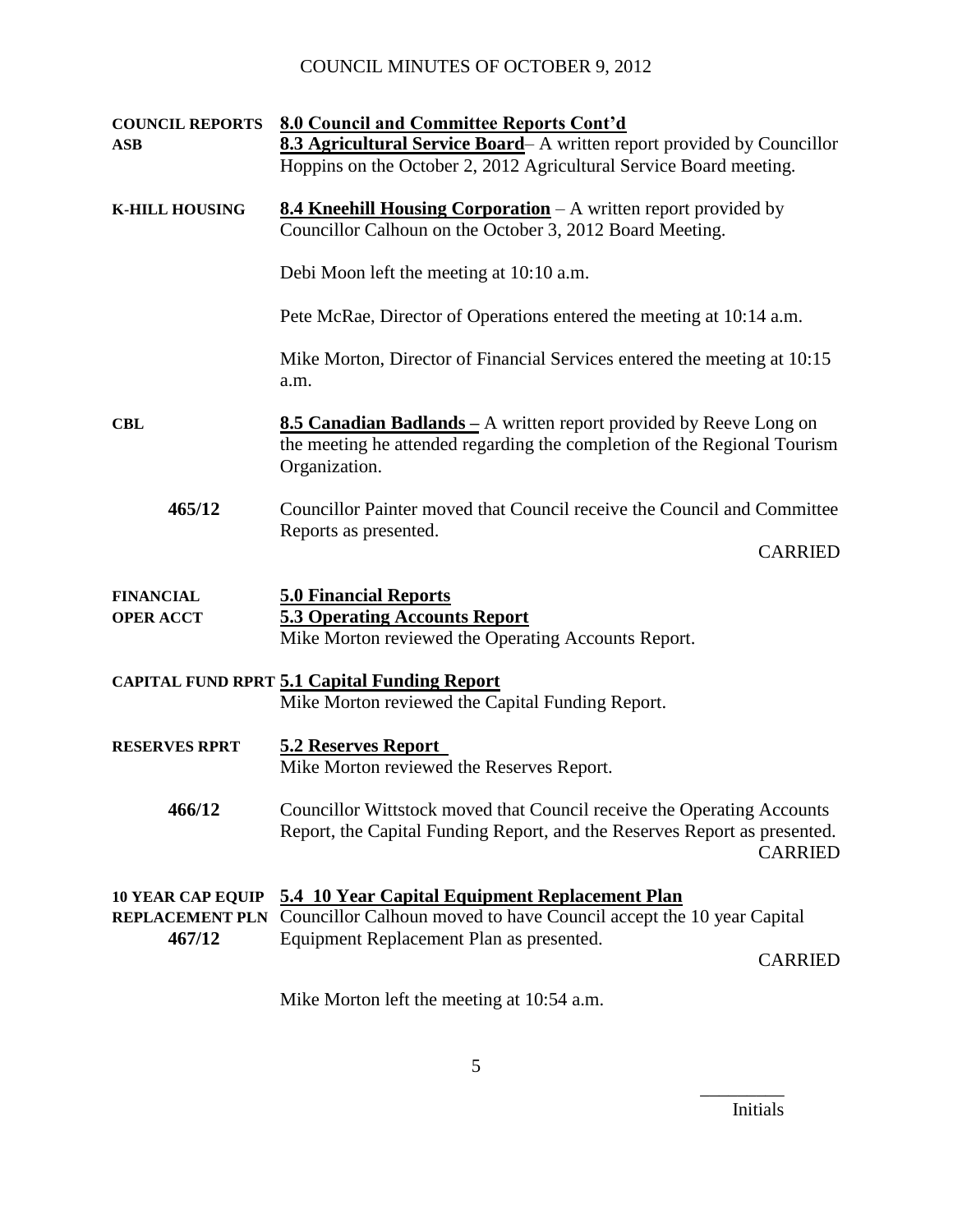COUNCIL MINUTES OF OCTOBER 9, 2012

**COUNCIL REPORTS** **8.0 Council and Committee Reports Cont'd**

**ASB** **8.3 Agricultural Service Board**– A written report provided by Councillor Hoppins on the October 2, 2012 Agricultural Service Board meeting.

**K-HILL HOUSING** **8.4 Kneehill Housing Corporation** – A written report provided by Councillor Calhoun on the October 3, 2012 Board Meeting.

Debi Moon left the meeting at 10:10 a.m.

Pete McRae, Director of Operations entered the meeting at 10:14 a.m.

Mike Morton, Director of Financial Services entered the meeting at 10:15 a.m.

**CBL** **8.5 Canadian Badlands –** A written report provided by Reeve Long on the meeting he attended regarding the completion of the Regional Tourism Organization.

**465/12** Councillor Painter moved that Council receive the Council and Committee Reports as presented.

CARRIED

**FINANCIAL** **5.0 Financial Reports**

**OPER ACCT** **5.3 Operating Accounts Report**

Mike Morton reviewed the Operating Accounts Report.

**CAPITAL FUND RPRT** **5.1 Capital Funding Report**

Mike Morton reviewed the Capital Funding Report.

**RESERVES RPRT** **5.2 Reserves Report**

Mike Morton reviewed the Reserves Report.

**466/12** Councillor Wittstock moved that Council receive the Operating Accounts Report, the Capital Funding Report, and the Reserves Report as presented.

CARRIED

**10 YEAR CAP EQUIP REPLACEMENT PLN** **5.4 10 Year Capital Equipment Replacement Plan**

**467/12** Councillor Calhoun moved to have Council accept the 10 year Capital Equipment Replacement Plan as presented.

CARRIED

Mike Morton left the meeting at 10:54 a.m.

_________
Initials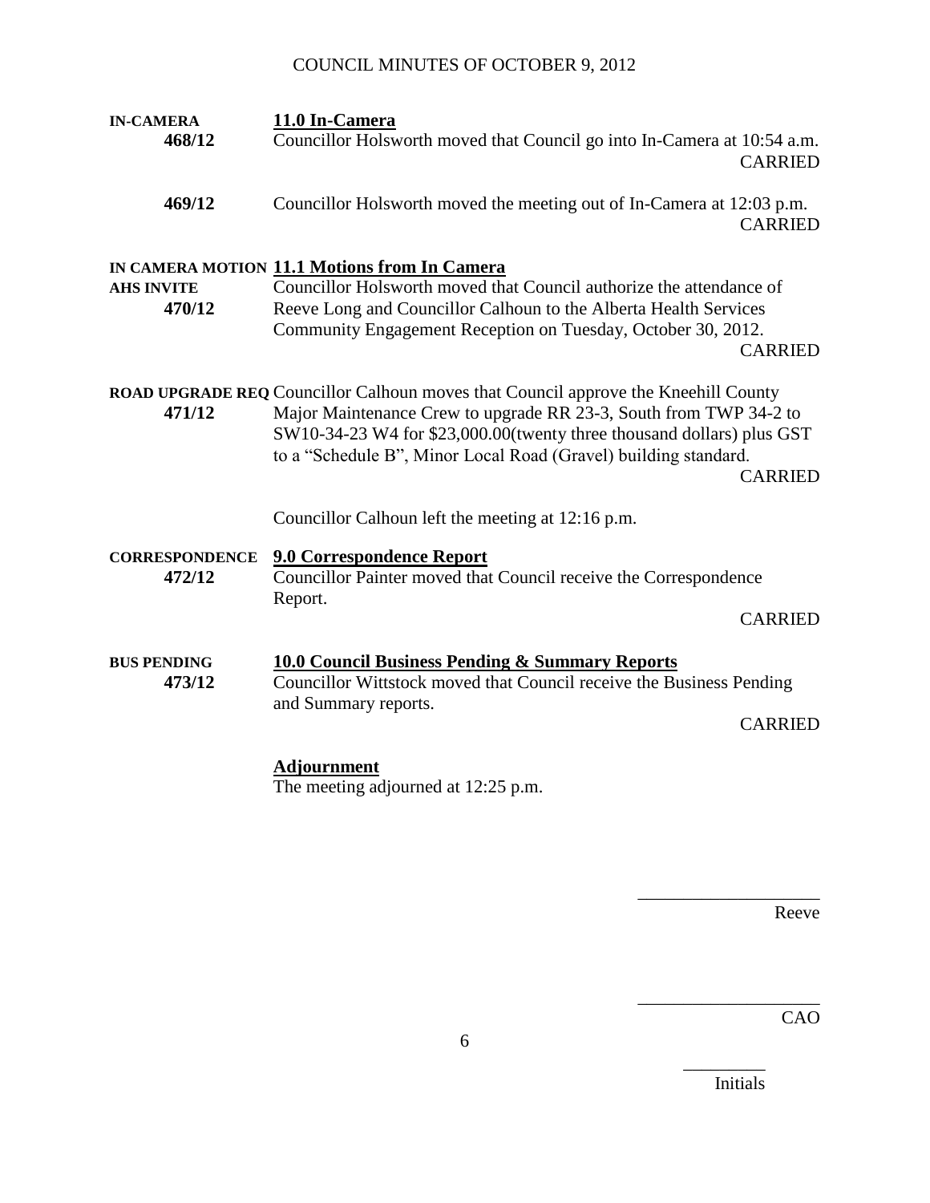**IN-CAMERA** **11.0 In-Camera**

**468/12** Councillor Holsworth moved that Council go into In-Camera at 10:54 a.m.

CARRIED

**469/12** Councillor Holsworth moved the meeting out of In-Camera at 12:03 p.m.

CARRIED

**IN CAMERA MOTION** **11.1 Motions from In Camera**

**AHS INVITE**
**470/12** Councillor Holsworth moved that Council authorize the attendance of Reeve Long and Councillor Calhoun to the Alberta Health Services Community Engagement Reception on Tuesday, October 30, 2012.

CARRIED

**ROAD UPGRADE REQ**
**471/12** Councillor Calhoun moves that Council approve the Kneehill County Major Maintenance Crew to upgrade RR 23-3, South from TWP 34-2 to SW10-34-23 W4 for $23,000.00(twenty three thousand dollars) plus GST to a "Schedule B", Minor Local Road (Gravel) building standard.

CARRIED

Councillor Calhoun left the meeting at 12:16 p.m.

**CORRESPONDENCE** **9.0 Correspondence Report**

**472/12** Councillor Painter moved that Council receive the Correspondence Report.

CARRIED

**BUS PENDING** **10.0 Council Business Pending & Summary Reports**

**473/12** Councillor Wittstock moved that Council receive the Business Pending and Summary reports.

CARRIED

**Adjournment**

The meeting adjourned at 12:25 p.m.

____________________
Reeve

____________________
CAO

_________
Initials